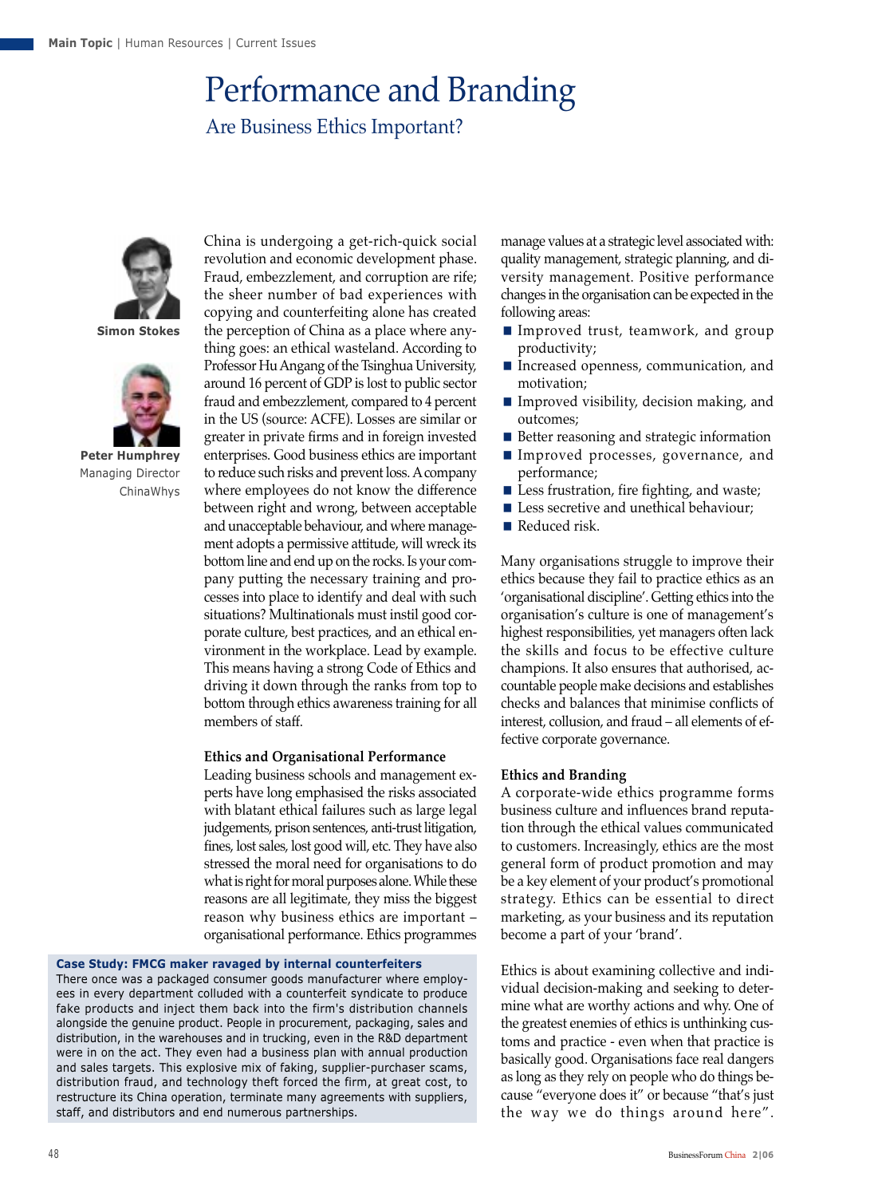# Performance and Branding

## Are Business Ethics Important?

**Simon Stokes**

**Peter Humphrey**
Managing Director
ChinaWhys

China is undergoing a get-rich-quick social revolution and economic development phase. Fraud, embezzlement, and corruption are rife; the sheer number of bad experiences with copying and counterfeiting alone has created the perception of China as a place where anything goes: an ethical wasteland. According to Professor Hu Angang of the Tsinghua University, around 16 percent of GDP is lost to public sector fraud and embezzlement, compared to 4 percent in the US (source: ACFE). Losses are similar or greater in private firms and in foreign invested enterprises. Good business ethics are important to reduce such risks and prevent loss. A company where employees do not know the difference between right and wrong, between acceptable and unacceptable behaviour, and where management adopts a permissive attitude, will wreck its bottom line and end up on the rocks. Is your company putting the necessary training and processes into place to identify and deal with such situations? Multinationals must instil good corporate culture, best practices, and an ethical environment in the workplace. Lead by example. This means having a strong Code of Ethics and driving it down through the ranks from top to bottom through ethics awareness training for all members of staff.

### Ethics and Organisational Performance

Leading business schools and management experts have long emphasised the risks associated with blatant ethical failures such as large legal judgements, prison sentences, anti-trust litigation, fines, lost sales, lost good will, etc. They have also stressed the moral need for organisations to do what is right for moral purposes alone. While these reasons are all legitimate, they miss the biggest reason why business ethics are important – organisational performance. Ethics programmes manage values at a strategic level associated with: quality management, strategic planning, and diversity management. Positive performance changes in the organisation can be expected in the following areas:

- Improved trust, teamwork, and group productivity;
- Increased openness, communication, and motivation;
- Improved visibility, decision making, and outcomes;
- Better reasoning and strategic information
- Improved processes, governance, and performance;
- Less frustration, fire fighting, and waste;
- Less secretive and unethical behaviour;
- Reduced risk.

Many organisations struggle to improve their ethics because they fail to practice ethics as an 'organisational discipline'. Getting ethics into the organisation's culture is one of management's highest responsibilities, yet managers often lack the skills and focus to be effective culture champions. It also ensures that authorised, accountable people make decisions and establishes checks and balances that minimise conflicts of interest, collusion, and fraud – all elements of effective corporate governance.

### Ethics and Branding

A corporate-wide ethics programme forms business culture and influences brand reputation through the ethical values communicated to customers. Increasingly, ethics are the most general form of product promotion and may be a key element of your product's promotional strategy. Ethics can be essential to direct marketing, as your business and its reputation become a part of your 'brand'.

Ethics is about examining collective and individual decision-making and seeking to determine what are worthy actions and why. One of the greatest enemies of ethics is unthinking customs and practice - even when that practice is basically good. Organisations face real dangers as long as they rely on people who do things because "everyone does it" or because "that's just the way we do things around here".

**Case Study: FMCG maker ravaged by internal counterfeiters**

There once was a packaged consumer goods manufacturer where employees in every department colluded with a counterfeit syndicate to produce fake products and inject them back into the firm's distribution channels alongside the genuine product. People in procurement, packaging, sales and distribution, in the warehouses and in trucking, even in the R&D department were in on the act. They even had a business plan with annual production and sales targets. This explosive mix of faking, supplier-purchaser scams, distribution fraud, and technology theft forced the firm, at great cost, to restructure its China operation, terminate many agreements with suppliers, staff, and distributors and end numerous partnerships.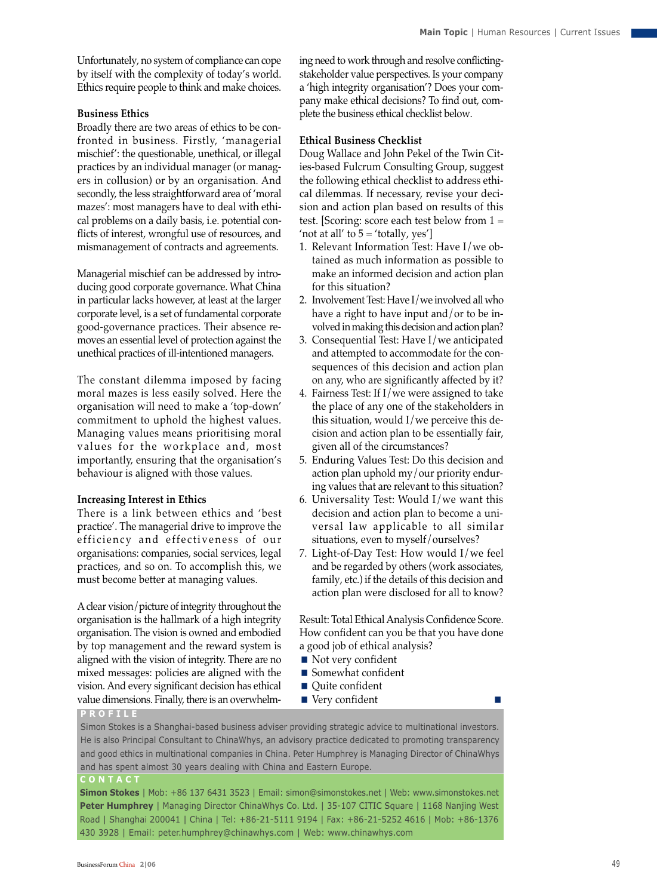Unfortunately, no system of compliance can cope by itself with the complexity of today's world. Ethics require people to think and make choices.

### Business Ethics

Broadly there are two areas of ethics to be confronted in business. Firstly, 'managerial mischief': the questionable, unethical, or illegal practices by an individual manager (or managers in collusion) or by an organisation. And secondly, the less straightforward area of 'moral mazes': most managers have to deal with ethical problems on a daily basis, i.e. potential conflicts of interest, wrongful use of resources, and mismanagement of contracts and agreements.

Managerial mischief can be addressed by introducing good corporate governance. What China in particular lacks however, at least at the larger corporate level, is a set of fundamental corporate good-governance practices. Their absence removes an essential level of protection against the unethical practices of ill-intentioned managers.

The constant dilemma imposed by facing moral mazes is less easily solved. Here the organisation will need to make a 'top-down' commitment to uphold the highest values. Managing values means prioritising moral values for the workplace and, most importantly, ensuring that the organisation's behaviour is aligned with those values.

### Increasing Interest in Ethics

There is a link between ethics and 'best practice'. The managerial drive to improve the efficiency and effectiveness of our organisations: companies, social services, legal practices, and so on. To accomplish this, we must become better at managing values.

A clear vision/picture of integrity throughout the organisation is the hallmark of a high integrity organisation. The vision is owned and embodied by top management and the reward system is aligned with the vision of integrity. There are no mixed messages: policies are aligned with the vision. And every significant decision has ethical value dimensions. Finally, there is an overwhelming need to work through and resolve conflicting-stakeholder value perspectives. Is your company a 'high integrity organisation'? Does your company make ethical decisions? To find out, complete the business ethical checklist below.

### Ethical Business Checklist

Doug Wallace and John Pekel of the Twin Cities-based Fulcrum Consulting Group, suggest the following ethical checklist to address ethical dilemmas. If necessary, revise your decision and action plan based on results of this test. [Scoring: score each test below from 1 = 'not at all' to 5 = 'totally, yes']

1. Relevant Information Test: Have I/we obtained as much information as possible to make an informed decision and action plan for this situation?
2. Involvement Test: Have I/we involved all who have a right to have input and/or to be involved in making this decision and action plan?
3. Consequential Test: Have I/we anticipated and attempted to accommodate for the consequences of this decision and action plan on any, who are significantly affected by it?
4. Fairness Test: If I/we were assigned to take the place of any one of the stakeholders in this situation, would I/we perceive this decision and action plan to be essentially fair, given all of the circumstances?
5. Enduring Values Test: Do this decision and action plan uphold my/our priority enduring values that are relevant to this situation?
6. Universality Test: Would I/we want this decision and action plan to become a universal law applicable to all similar situations, even to myself/ourselves?
7. Light-of-Day Test: How would I/we feel and be regarded by others (work associates, family, etc.) if the details of this decision and action plan were disclosed for all to know?

Result: Total Ethical Analysis Confidence Score. How confident can you be that you have done a good job of ethical analysis?

- Not very confident
- Somewhat confident
- Quite confident
- Very confident

**PROFILE**

Simon Stokes is a Shanghai-based business adviser providing strategic advice to multinational investors. He is also Principal Consultant to ChinaWhys, an advisory practice dedicated to promoting transparency and good ethics in multinational companies in China. Peter Humphrey is Managing Director of ChinaWhys and has spent almost 30 years dealing with China and Eastern Europe.

**CONTACT**

**Simon Stokes** | Mob: +86 137 6431 3523 | Email: simon@simonstokes.net | Web: www.simonstokes.net
**Peter Humphrey** | Managing Director ChinaWhys Co. Ltd. | 35-107 CITIC Square | 1168 Nanjing West Road | Shanghai 200041 | China | Tel: +86-21-5111 9194 | Fax: +86-21-5252 4616 | Mob: +86-1376 430 3928 | Email: peter.humphrey@chinawhys.com | Web: www.chinawhys.com